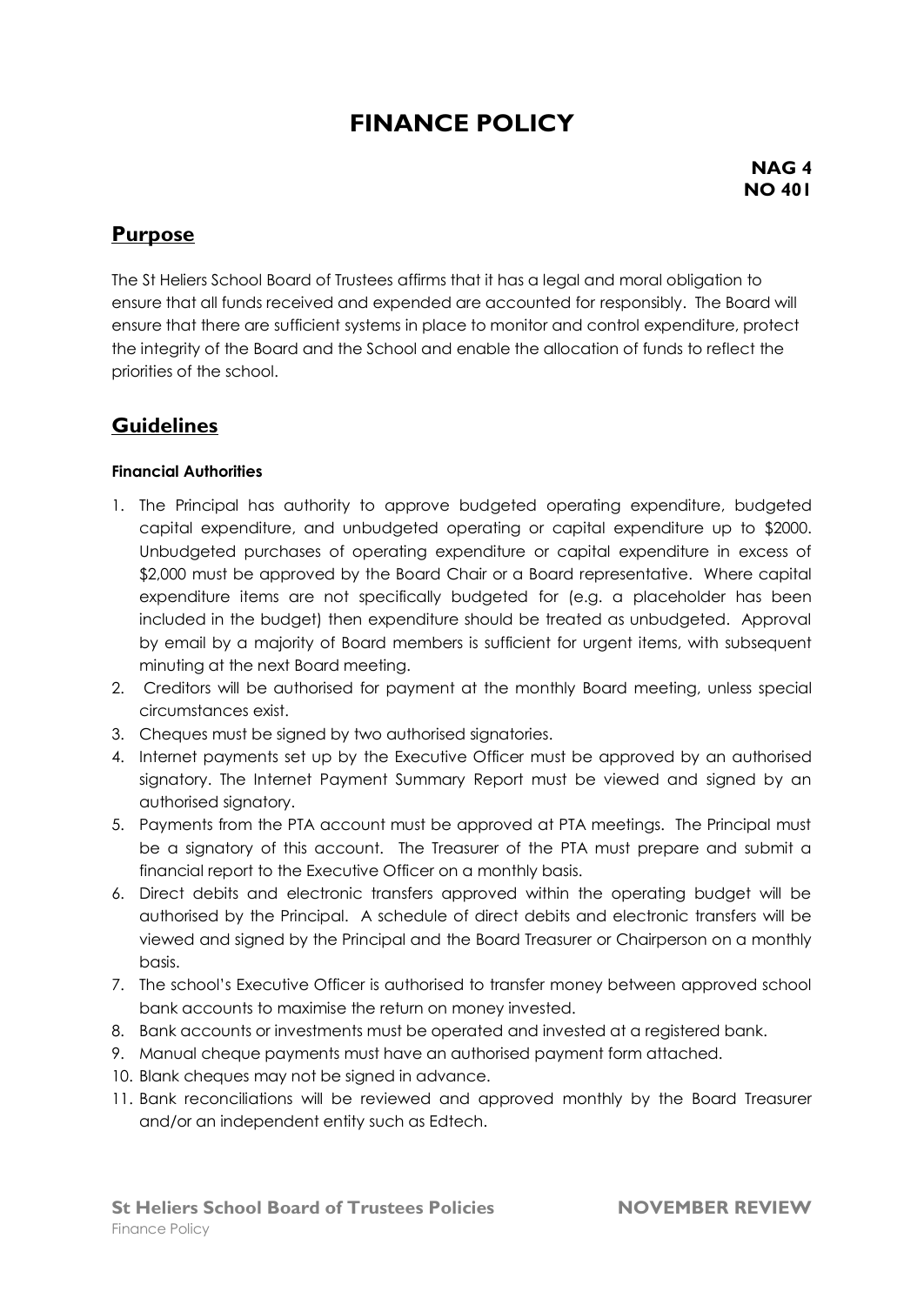# FINANCE POLICY

**NAG 4**
**NO 401**

## Purpose

The St Heliers School Board of Trustees affirms that it has a legal and moral obligation to ensure that all funds received and expended are accounted for responsibly. The Board will ensure that there are sufficient systems in place to monitor and control expenditure, protect the integrity of the Board and the School and enable the allocation of funds to reflect the priorities of the school.

## Guidelines

#### Financial Authorities

1. The Principal has authority to approve budgeted operating expenditure, budgeted capital expenditure, and unbudgeted operating or capital expenditure up to $2000. Unbudgeted purchases of operating expenditure or capital expenditure in excess of $2,000 must be approved by the Board Chair or a Board representative. Where capital expenditure items are not specifically budgeted for (e.g. a placeholder has been included in the budget) then expenditure should be treated as unbudgeted. Approval by email by a majority of Board members is sufficient for urgent items, with subsequent minuting at the next Board meeting.
2. Creditors will be authorised for payment at the monthly Board meeting, unless special circumstances exist.
3. Cheques must be signed by two authorised signatories.
4. Internet payments set up by the Executive Officer must be approved by an authorised signatory. The Internet Payment Summary Report must be viewed and signed by an authorised signatory.
5. Payments from the PTA account must be approved at PTA meetings. The Principal must be a signatory of this account. The Treasurer of the PTA must prepare and submit a financial report to the Executive Officer on a monthly basis.
6. Direct debits and electronic transfers approved within the operating budget will be authorised by the Principal. A schedule of direct debits and electronic transfers will be viewed and signed by the Principal and the Board Treasurer or Chairperson on a monthly basis.
7. The school's Executive Officer is authorised to transfer money between approved school bank accounts to maximise the return on money invested.
8. Bank accounts or investments must be operated and invested at a registered bank.
9. Manual cheque payments must have an authorised payment form attached.
10. Blank cheques may not be signed in advance.
11. Bank reconciliations will be reviewed and approved monthly by the Board Treasurer and/or an independent entity such as Edtech.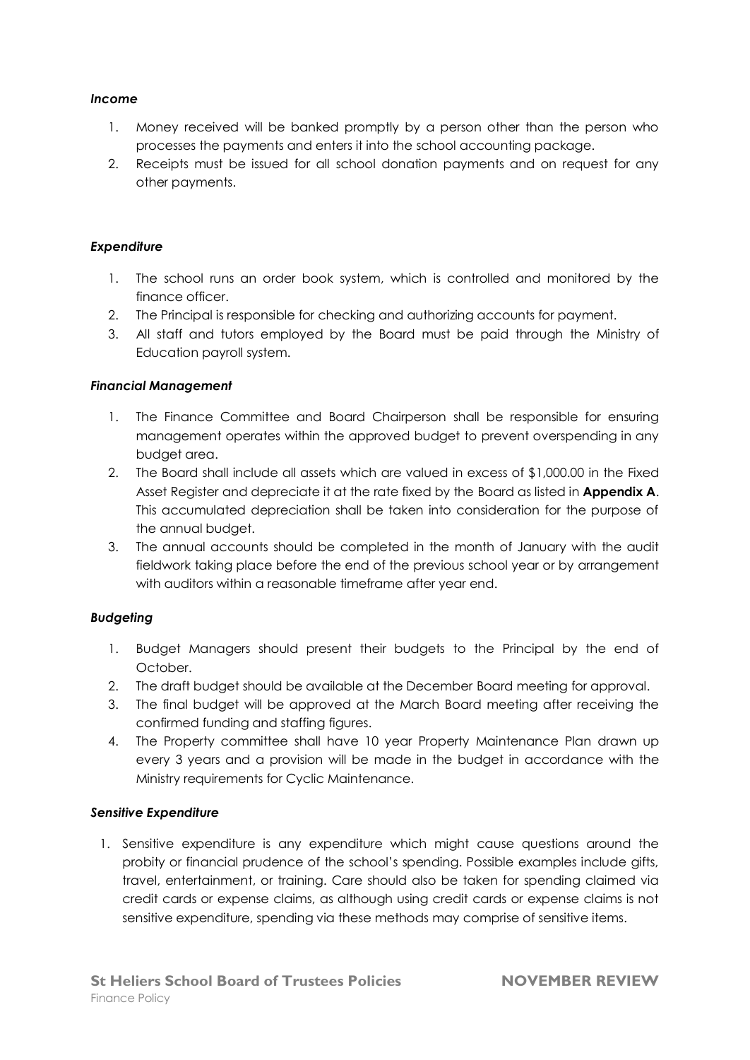### *Income*

1. Money received will be banked promptly by a person other than the person who processes the payments and enters it into the school accounting package.
2. Receipts must be issued for all school donation payments and on request for any other payments.

### *Expenditure*

1. The school runs an order book system, which is controlled and monitored by the finance officer.
2. The Principal is responsible for checking and authorizing accounts for payment.
3. All staff and tutors employed by the Board must be paid through the Ministry of Education payroll system.

### *Financial Management*

1. The Finance Committee and Board Chairperson shall be responsible for ensuring management operates within the approved budget to prevent overspending in any budget area.
2. The Board shall include all assets which are valued in excess of $1,000.00 in the Fixed Asset Register and depreciate it at the rate fixed by the Board as listed in **Appendix A**. This accumulated depreciation shall be taken into consideration for the purpose of the annual budget.
3. The annual accounts should be completed in the month of January with the audit fieldwork taking place before the end of the previous school year or by arrangement with auditors within a reasonable timeframe after year end.

### *Budgeting*

1. Budget Managers should present their budgets to the Principal by the end of October.
2. The draft budget should be available at the December Board meeting for approval.
3. The final budget will be approved at the March Board meeting after receiving the confirmed funding and staffing figures.
4. The Property committee shall have 10 year Property Maintenance Plan drawn up every 3 years and a provision will be made in the budget in accordance with the Ministry requirements for Cyclic Maintenance.

### *Sensitive Expenditure*

1. Sensitive expenditure is any expenditure which might cause questions around the probity or financial prudence of the school's spending. Possible examples include gifts, travel, entertainment, or training. Care should also be taken for spending claimed via credit cards or expense claims, as although using credit cards or expense claims is not sensitive expenditure, spending via these methods may comprise of sensitive items.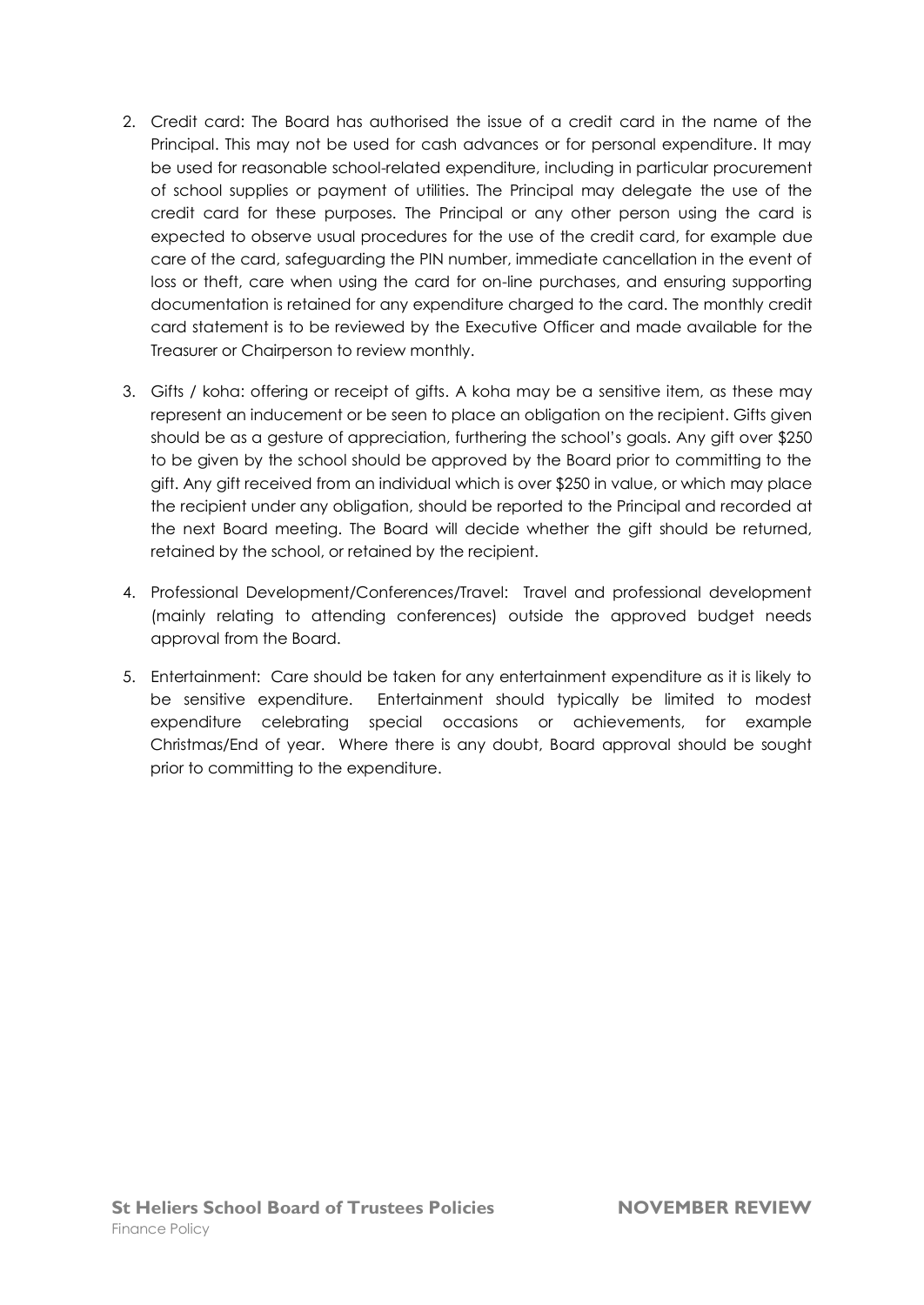2. Credit card: The Board has authorised the issue of a credit card in the name of the Principal. This may not be used for cash advances or for personal expenditure. It may be used for reasonable school-related expenditure, including in particular procurement of school supplies or payment of utilities. The Principal may delegate the use of the credit card for these purposes. The Principal or any other person using the card is expected to observe usual procedures for the use of the credit card, for example due care of the card, safeguarding the PIN number, immediate cancellation in the event of loss or theft, care when using the card for on-line purchases, and ensuring supporting documentation is retained for any expenditure charged to the card. The monthly credit card statement is to be reviewed by the Executive Officer and made available for the Treasurer or Chairperson to review monthly.

3. Gifts / koha: offering or receipt of gifts. A koha may be a sensitive item, as these may represent an inducement or be seen to place an obligation on the recipient. Gifts given should be as a gesture of appreciation, furthering the school's goals. Any gift over $250 to be given by the school should be approved by the Board prior to committing to the gift. Any gift received from an individual which is over $250 in value, or which may place the recipient under any obligation, should be reported to the Principal and recorded at the next Board meeting. The Board will decide whether the gift should be returned, retained by the school, or retained by the recipient.

4. Professional Development/Conferences/Travel: Travel and professional development (mainly relating to attending conferences) outside the approved budget needs approval from the Board.

5. Entertainment: Care should be taken for any entertainment expenditure as it is likely to be sensitive expenditure. Entertainment should typically be limited to modest expenditure celebrating special occasions or achievements, for example Christmas/End of year. Where there is any doubt, Board approval should be sought prior to committing to the expenditure.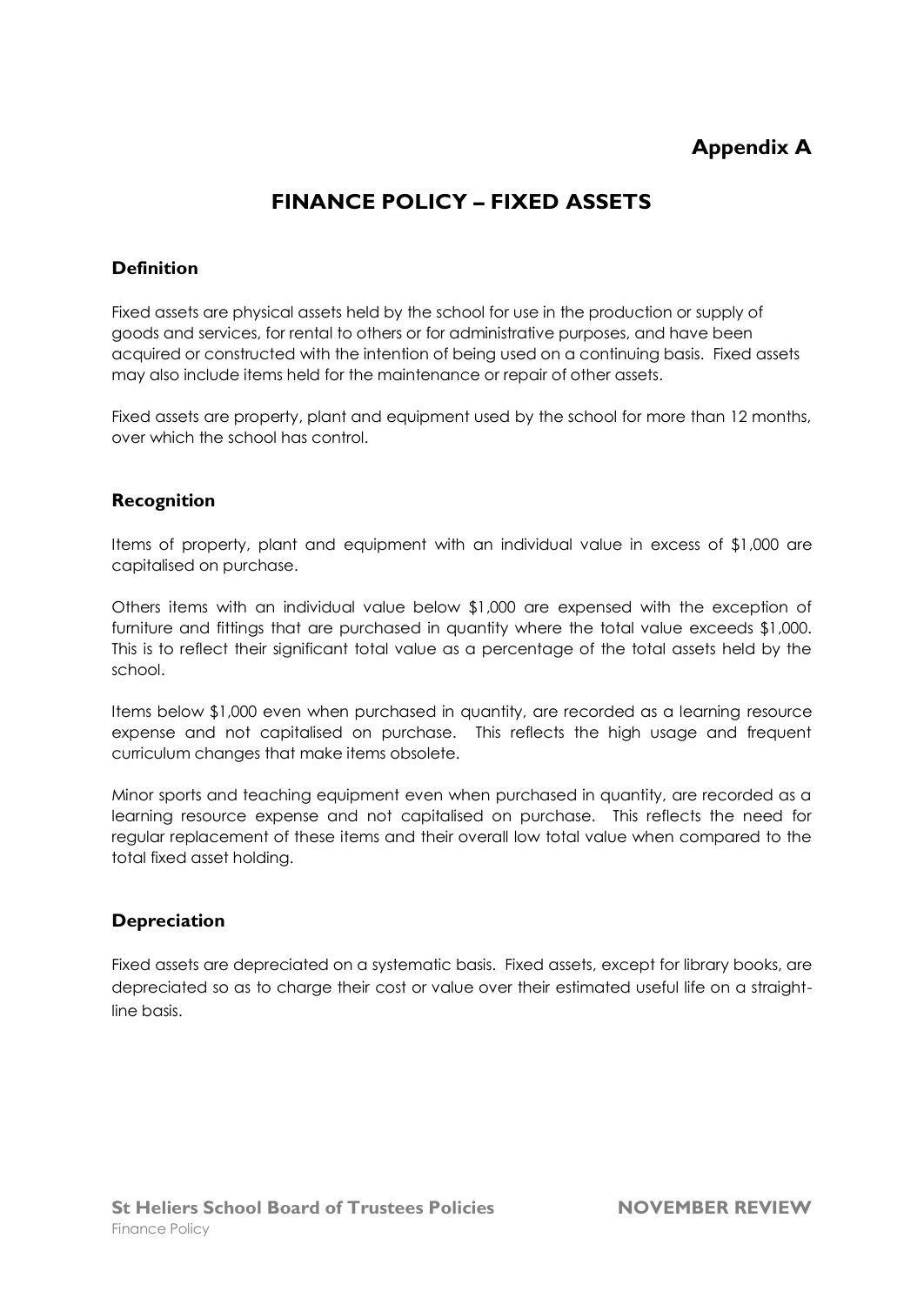## Appendix A

# FINANCE POLICY – FIXED ASSETS

### Definition

Fixed assets are physical assets held by the school for use in the production or supply of goods and services, for rental to others or for administrative purposes, and have been acquired or constructed with the intention of being used on a continuing basis. Fixed assets may also include items held for the maintenance or repair of other assets.

Fixed assets are property, plant and equipment used by the school for more than 12 months, over which the school has control.

### Recognition

Items of property, plant and equipment with an individual value in excess of $1,000 are capitalised on purchase.

Others items with an individual value below $1,000 are expensed with the exception of furniture and fittings that are purchased in quantity where the total value exceeds $1,000. This is to reflect their significant total value as a percentage of the total assets held by the school.

Items below $1,000 even when purchased in quantity, are recorded as a learning resource expense and not capitalised on purchase. This reflects the high usage and frequent curriculum changes that make items obsolete.

Minor sports and teaching equipment even when purchased in quantity, are recorded as a learning resource expense and not capitalised on purchase. This reflects the need for regular replacement of these items and their overall low total value when compared to the total fixed asset holding.

### Depreciation

Fixed assets are depreciated on a systematic basis. Fixed assets, except for library books, are depreciated so as to charge their cost or value over their estimated useful life on a straight-line basis.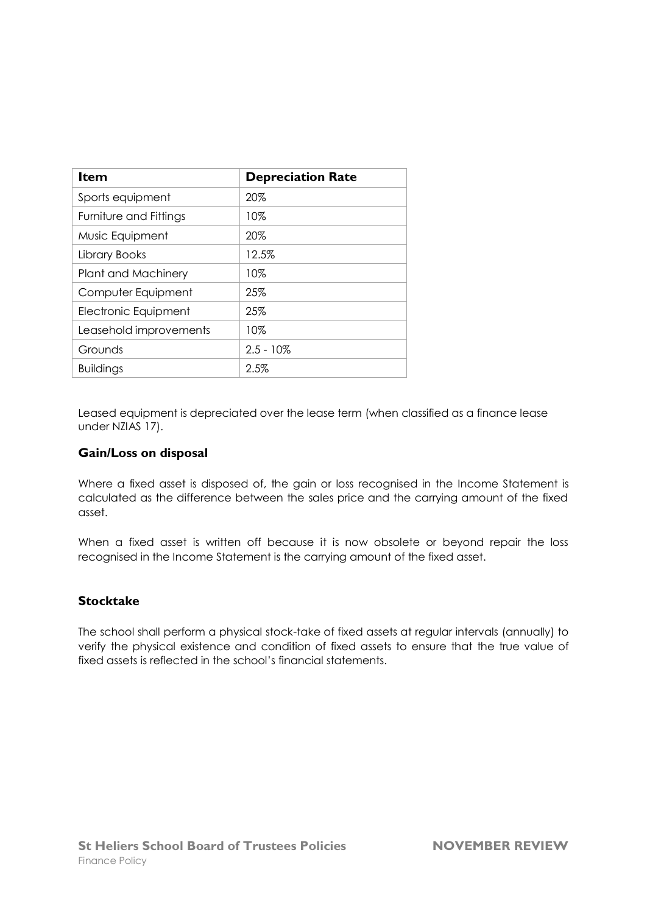| Item | Depreciation Rate |
|---|---|
| Sports equipment | 20% |
| Furniture and Fittings | 10% |
| Music Equipment | 20% |
| Library Books | 12.5% |
| Plant and Machinery | 10% |
| Computer Equipment | 25% |
| Electronic Equipment | 25% |
| Leasehold improvements | 10% |
| Grounds | 2.5 - 10% |
| Buildings | 2.5% |

Leased equipment is depreciated over the lease term (when classified as a finance lease under NZIAS 17).

### Gain/Loss on disposal

Where a fixed asset is disposed of, the gain or loss recognised in the Income Statement is calculated as the difference between the sales price and the carrying amount of the fixed asset.

When a fixed asset is written off because it is now obsolete or beyond repair the loss recognised in the Income Statement is the carrying amount of the fixed asset.

### Stocktake

The school shall perform a physical stock-take of fixed assets at regular intervals (annually) to verify the physical existence and condition of fixed assets to ensure that the true value of fixed assets is reflected in the school's financial statements.